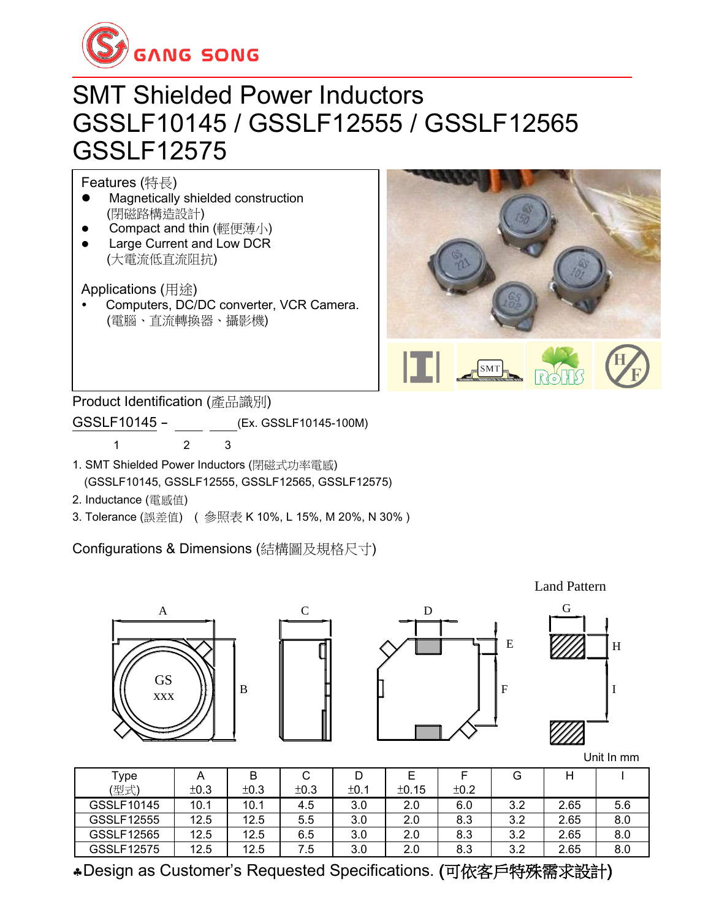# SMT Shielded Power Inductors GSSLF10145 / GSSLF12555 / GSSLF12565 GSSLF12575

## Features (特長)

- Magnetically shielded construction (閉磁路構造設計)
- Compact and thin (輕便薄小)
- Large Current and Low DCR (大電流低直流阻抗)

## Applications (用途)

- Computers, DC/DC converter, VCR Camera. (電腦、直流轉換器、攝影機)

## Product Identification (產品識別)

GSSLF10145 – ____ ____ (Ex. GSSLF10145-100M)

1 2 3

1. SMT Shielded Power Inductors (閉磁式功率電感) (GSSLF10145, GSSLF12555, GSSLF12565, GSSLF12575)
2. Inductance (電感值)
3. Tolerance (誤差值) ( 參照表 K 10%, L 15%, M 20%, N 30% )

## Configurations & Dimensions (結構圖及規格尺寸)

Land Pattern

Unit In mm

| Type (型式) | A ±0.3 | B ±0.3 | C ±0.3 | D ±0.1 | E ±0.15 | F ±0.2 | G | H | I |
|---|---|---|---|---|---|---|---|---|---|
| GSSLF10145 | 10.1 | 10.1 | 4.5 | 3.0 | 2.0 | 6.0 | 3.2 | 2.65 | 5.6 |
| GSSLF12555 | 12.5 | 12.5 | 5.5 | 3.0 | 2.0 | 8.3 | 3.2 | 2.65 | 8.0 |
| GSSLF12565 | 12.5 | 12.5 | 6.5 | 3.0 | 2.0 | 8.3 | 3.2 | 2.65 | 8.0 |
| GSSLF12575 | 12.5 | 12.5 | 7.5 | 3.0 | 2.0 | 8.3 | 3.2 | 2.65 | 8.0 |

♣Design as Customer's Requested Specifications. (可依客戶特殊需求設計)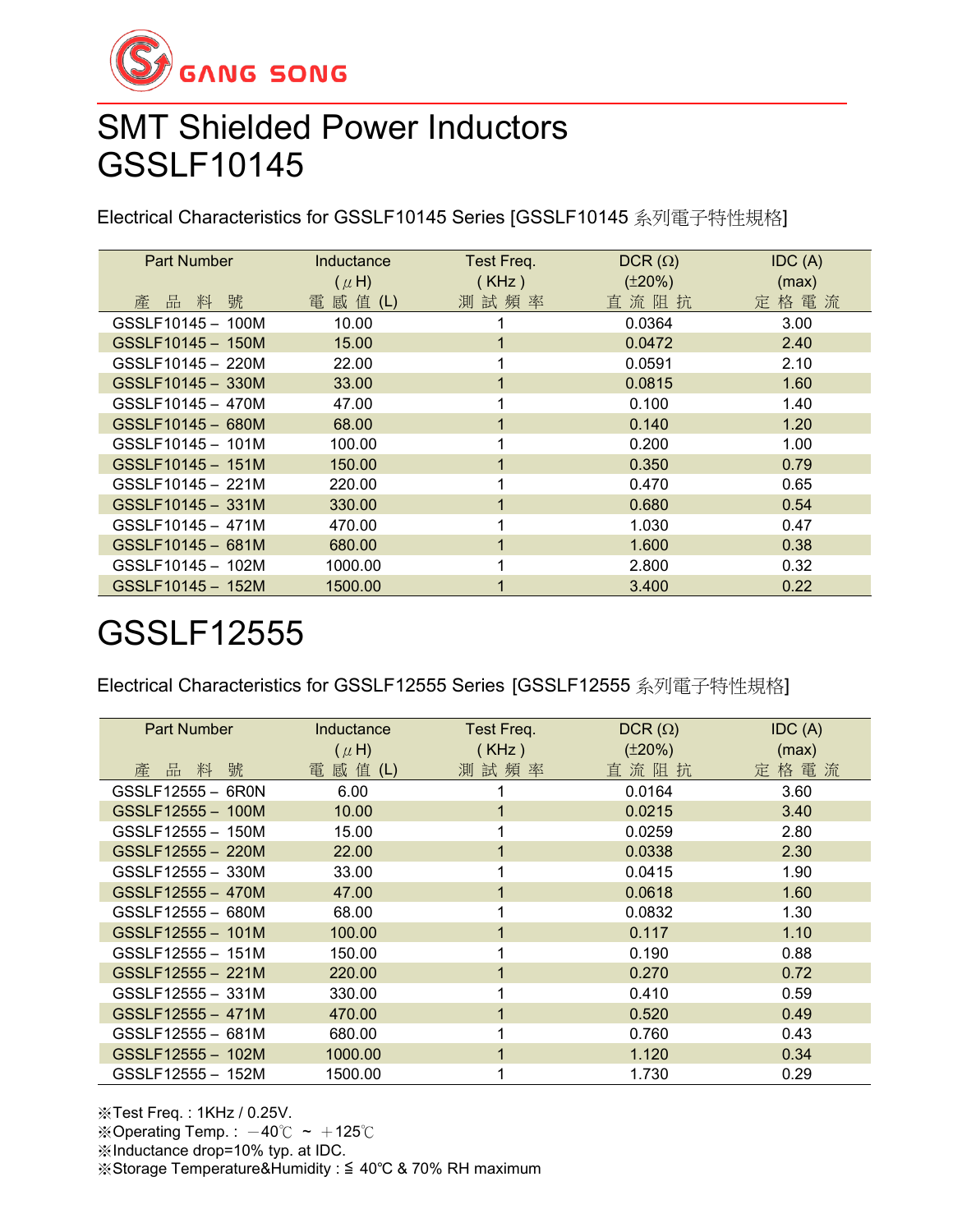GANG SONG

# SMT Shielded Power Inductors
# GSSLF10145

Electrical Characteristics for GSSLF10145 Series [GSSLF10145 系列電子特性規格]

| Part Number<br>產 品 料 號 | Inductance<br>( μH)<br>電 感 值 (L) | Test Freq.<br>( KHz )<br>測 試 頻 率 | DCR (Ω)<br>(±20%)<br>直 流 阻 抗 | IDC (A)<br>(max)<br>定 格 電 流 |
|---|---|---|---|---|
| GSSLF10145－ 100M | 10.00 | 1 | 0.0364 | 3.00 |
| GSSLF10145－ 150M | 15.00 | 1 | 0.0472 | 2.40 |
| GSSLF10145－ 220M | 22.00 | 1 | 0.0591 | 2.10 |
| GSSLF10145－ 330M | 33.00 | 1 | 0.0815 | 1.60 |
| GSSLF10145－ 470M | 47.00 | 1 | 0.100 | 1.40 |
| GSSLF10145－ 680M | 68.00 | 1 | 0.140 | 1.20 |
| GSSLF10145－ 101M | 100.00 | 1 | 0.200 | 1.00 |
| GSSLF10145－ 151M | 150.00 | 1 | 0.350 | 0.79 |
| GSSLF10145－ 221M | 220.00 | 1 | 0.470 | 0.65 |
| GSSLF10145－ 331M | 330.00 | 1 | 0.680 | 0.54 |
| GSSLF10145－ 471M | 470.00 | 1 | 1.030 | 0.47 |
| GSSLF10145－ 681M | 680.00 | 1 | 1.600 | 0.38 |
| GSSLF10145－ 102M | 1000.00 | 1 | 2.800 | 0.32 |
| GSSLF10145－ 152M | 1500.00 | 1 | 3.400 | 0.22 |

# GSSLF12555

Electrical Characteristics for GSSLF12555 Series [GSSLF12555 系列電子特性規格]

| Part Number<br>產 品 料 號 | Inductance<br>( μH)<br>電 感 值 (L) | Test Freq.<br>( KHz )<br>測 試 頻 率 | DCR (Ω)<br>(±20%)<br>直 流 阻 抗 | IDC (A)<br>(max)<br>定 格 電 流 |
|---|---|---|---|---|
| GSSLF12555－ 6R0N | 6.00 | 1 | 0.0164 | 3.60 |
| GSSLF12555－ 100M | 10.00 | 1 | 0.0215 | 3.40 |
| GSSLF12555－ 150M | 15.00 | 1 | 0.0259 | 2.80 |
| GSSLF12555－ 220M | 22.00 | 1 | 0.0338 | 2.30 |
| GSSLF12555－ 330M | 33.00 | 1 | 0.0415 | 1.90 |
| GSSLF12555－ 470M | 47.00 | 1 | 0.0618 | 1.60 |
| GSSLF12555－ 680M | 68.00 | 1 | 0.0832 | 1.30 |
| GSSLF12555－ 101M | 100.00 | 1 | 0.117 | 1.10 |
| GSSLF12555－ 151M | 150.00 | 1 | 0.190 | 0.88 |
| GSSLF12555－ 221M | 220.00 | 1 | 0.270 | 0.72 |
| GSSLF12555－ 331M | 330.00 | 1 | 0.410 | 0.59 |
| GSSLF12555－ 471M | 470.00 | 1 | 0.520 | 0.49 |
| GSSLF12555－ 681M | 680.00 | 1 | 0.760 | 0.43 |
| GSSLF12555－ 102M | 1000.00 | 1 | 1.120 | 0.34 |
| GSSLF12555－ 152M | 1500.00 | 1 | 1.730 | 0.29 |

※Test Freq. : 1KHz / 0.25V.
※Operating Temp. : －40℃ ~ ＋125℃
※Inductance drop=10% typ. at IDC.
※Storage Temperature&Humidity : ≦ 40℃ & 70% RH maximum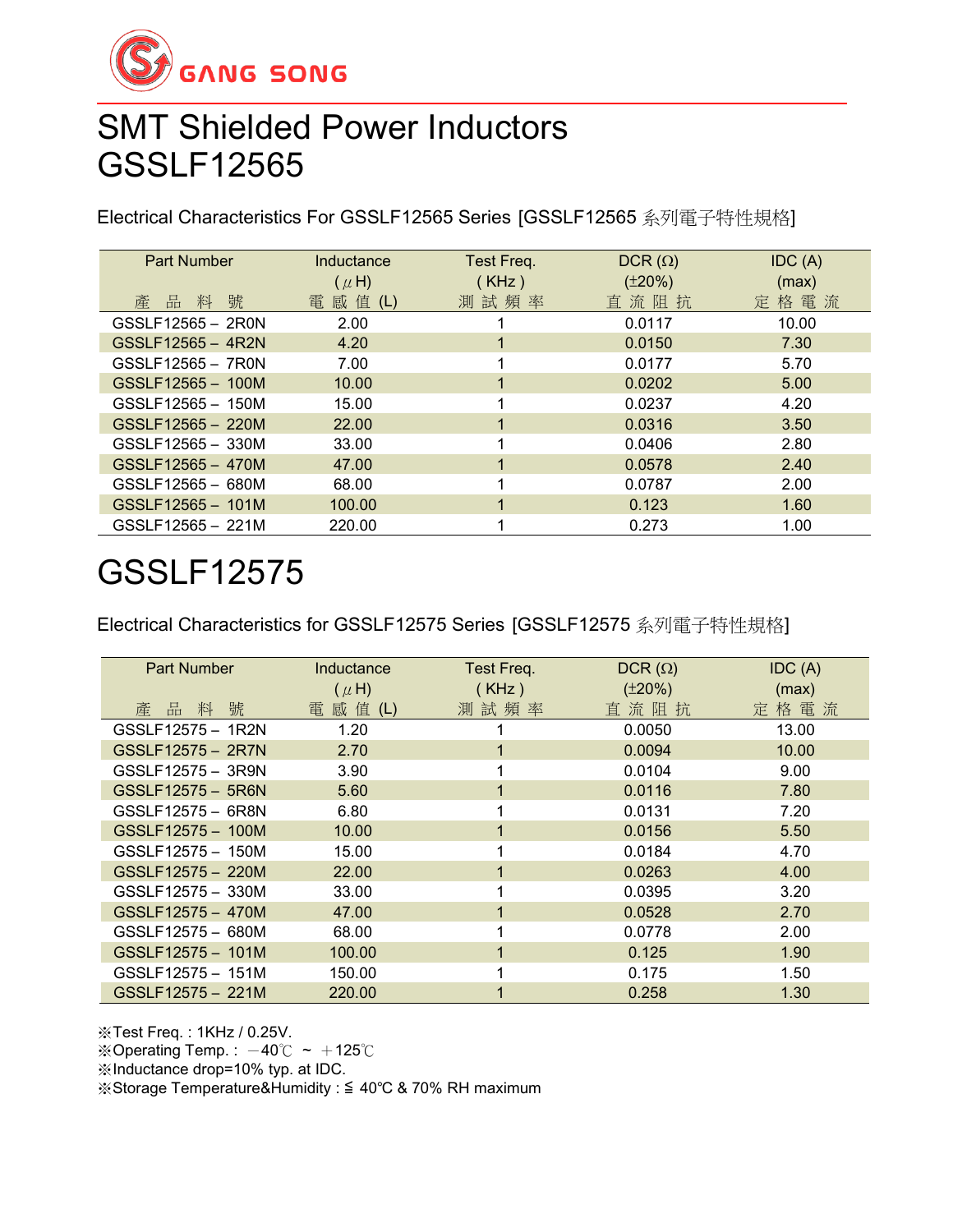GANG SONG

# SMT Shielded Power Inductors
# GSSLF12565

Electrical Characteristics For GSSLF12565 Series [GSSLF12565 系列電子特性規格]

| Part Number<br>產 品 料 號 | Inductance<br>( μH)<br>電 感 值 (L) | Test Freq.<br>( KHz )<br>測 試 頻 率 | DCR (Ω)<br>(±20%)<br>直 流 阻 抗 | IDC (A)<br>(max)<br>定 格 電 流 |
|---|---|---|---|---|
| GSSLF12565 – 2R0N | 2.00 | 1 | 0.0117 | 10.00 |
| GSSLF12565 – 4R2N | 4.20 | 1 | 0.0150 | 7.30 |
| GSSLF12565 – 7R0N | 7.00 | 1 | 0.0177 | 5.70 |
| GSSLF12565 – 100M | 10.00 | 1 | 0.0202 | 5.00 |
| GSSLF12565 – 150M | 15.00 | 1 | 0.0237 | 4.20 |
| GSSLF12565 – 220M | 22.00 | 1 | 0.0316 | 3.50 |
| GSSLF12565 – 330M | 33.00 | 1 | 0.0406 | 2.80 |
| GSSLF12565 – 470M | 47.00 | 1 | 0.0578 | 2.40 |
| GSSLF12565 – 680M | 68.00 | 1 | 0.0787 | 2.00 |
| GSSLF12565 – 101M | 100.00 | 1 | 0.123 | 1.60 |
| GSSLF12565 – 221M | 220.00 | 1 | 0.273 | 1.00 |

# GSSLF12575

Electrical Characteristics for GSSLF12575 Series [GSSLF12575 系列電子特性規格]

| Part Number<br>產 品 料 號 | Inductance<br>( μH)<br>電 感 值 (L) | Test Freq.<br>( KHz )<br>測 試 頻 率 | DCR (Ω)<br>(±20%)<br>直 流 阻 抗 | IDC (A)<br>(max)<br>定 格 電 流 |
|---|---|---|---|---|
| GSSLF12575 – 1R2N | 1.20 | 1 | 0.0050 | 13.00 |
| GSSLF12575 – 2R7N | 2.70 | 1 | 0.0094 | 10.00 |
| GSSLF12575 – 3R9N | 3.90 | 1 | 0.0104 | 9.00 |
| GSSLF12575 – 5R6N | 5.60 | 1 | 0.0116 | 7.80 |
| GSSLF12575 – 6R8N | 6.80 | 1 | 0.0131 | 7.20 |
| GSSLF12575 – 100M | 10.00 | 1 | 0.0156 | 5.50 |
| GSSLF12575 – 150M | 15.00 | 1 | 0.0184 | 4.70 |
| GSSLF12575 – 220M | 22.00 | 1 | 0.0263 | 4.00 |
| GSSLF12575 – 330M | 33.00 | 1 | 0.0395 | 3.20 |
| GSSLF12575 – 470M | 47.00 | 1 | 0.0528 | 2.70 |
| GSSLF12575 – 680M | 68.00 | 1 | 0.0778 | 2.00 |
| GSSLF12575 – 101M | 100.00 | 1 | 0.125 | 1.90 |
| GSSLF12575 – 151M | 150.00 | 1 | 0.175 | 1.50 |
| GSSLF12575 – 221M | 220.00 | 1 | 0.258 | 1.30 |

※Test Freq. : 1KHz / 0.25V.
※Operating Temp. : －40℃ ~ ＋125℃
※Inductance drop=10% typ. at IDC.
※Storage Temperature&Humidity : ≦ 40℃ & 70% RH maximum